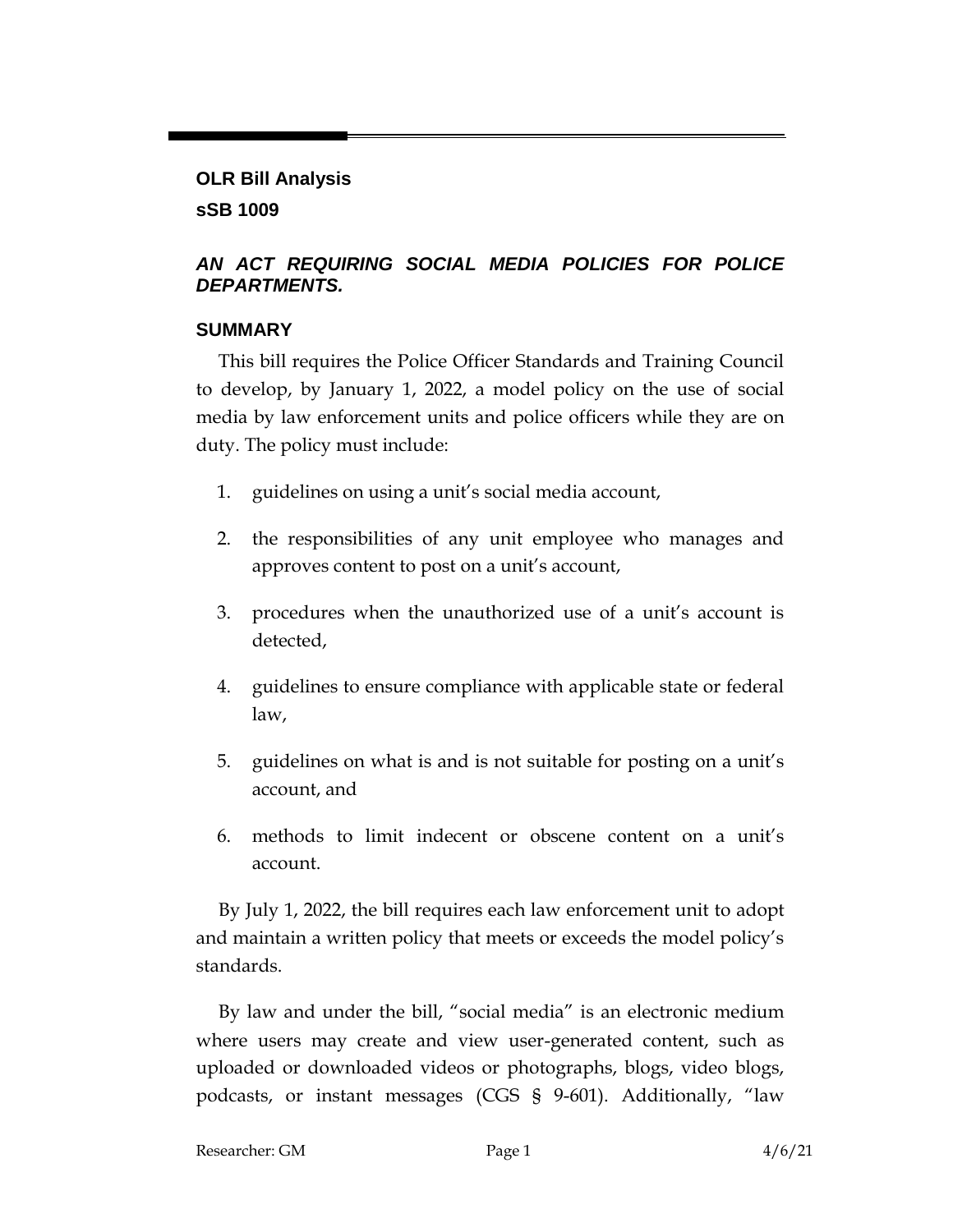**OLR Bill Analysis**

**sSB 1009**

***AN ACT REQUIRING SOCIAL MEDIA POLICIES FOR POLICE DEPARTMENTS.***

## SUMMARY

This bill requires the Police Officer Standards and Training Council to develop, by January 1, 2022, a model policy on the use of social media by law enforcement units and police officers while they are on duty. The policy must include:

1. guidelines on using a unit's social media account,
2. the responsibilities of any unit employee who manages and approves content to post on a unit's account,
3. procedures when the unauthorized use of a unit's account is detected,
4. guidelines to ensure compliance with applicable state or federal law,
5. guidelines on what is and is not suitable for posting on a unit's account, and
6. methods to limit indecent or obscene content on a unit's account.

By July 1, 2022, the bill requires each law enforcement unit to adopt and maintain a written policy that meets or exceeds the model policy's standards.

By law and under the bill, "social media" is an electronic medium where users may create and view user-generated content, such as uploaded or downloaded videos or photographs, blogs, video blogs, podcasts, or instant messages (CGS § 9-601). Additionally, "law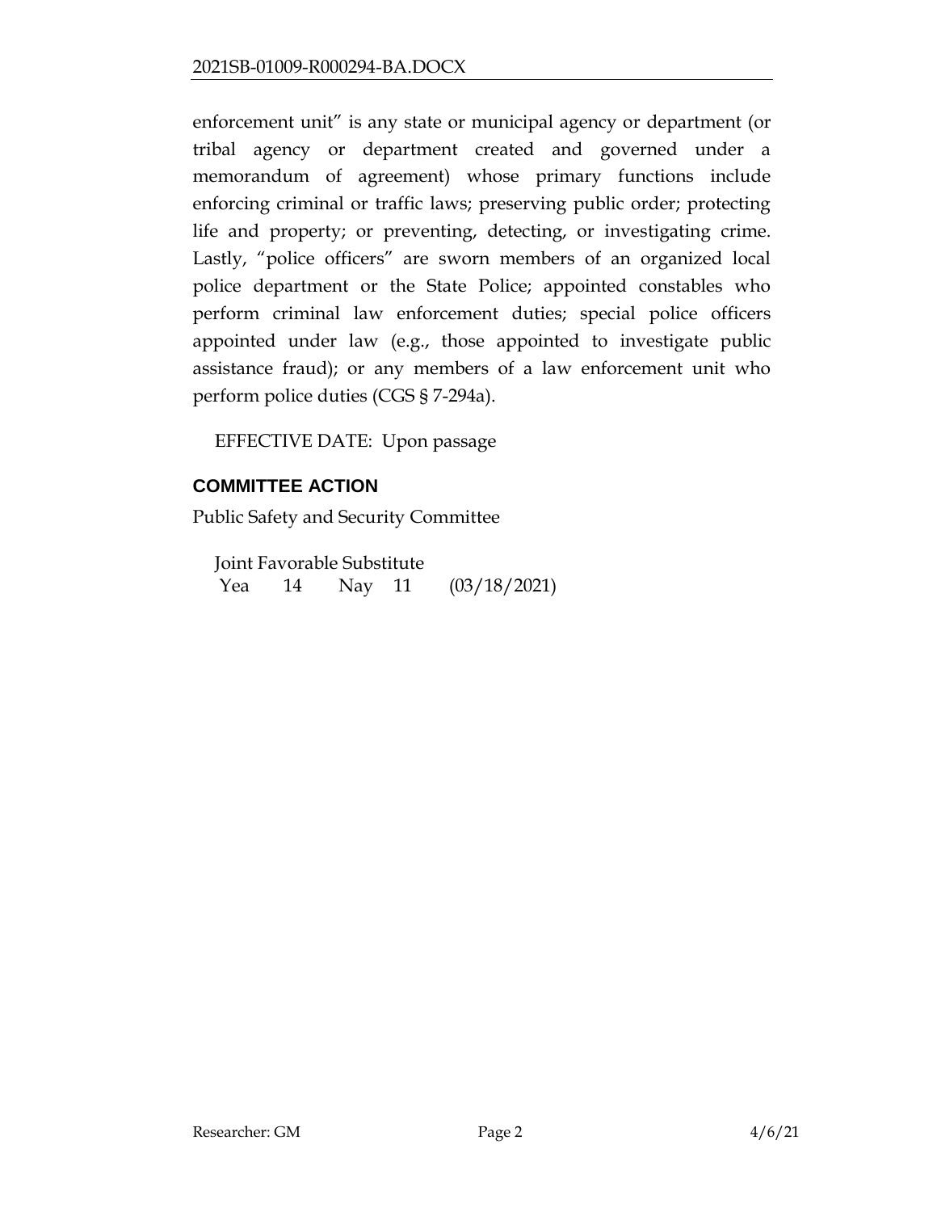enforcement unit" is any state or municipal agency or department (or tribal agency or department created and governed under a memorandum of agreement) whose primary functions include enforcing criminal or traffic laws; preserving public order; protecting life and property; or preventing, detecting, or investigating crime. Lastly, "police officers" are sworn members of an organized local police department or the State Police; appointed constables who perform criminal law enforcement duties; special police officers appointed under law (e.g., those appointed to investigate public assistance fraud); or any members of a law enforcement unit who perform police duties (CGS § 7-294a).

EFFECTIVE DATE: Upon passage

## COMMITTEE ACTION

Public Safety and Security Committee

Joint Favorable Substitute

| | | | | |
|---|---|---|---|---|
| Yea | 14 | Nay | 11 | (03/18/2021) |